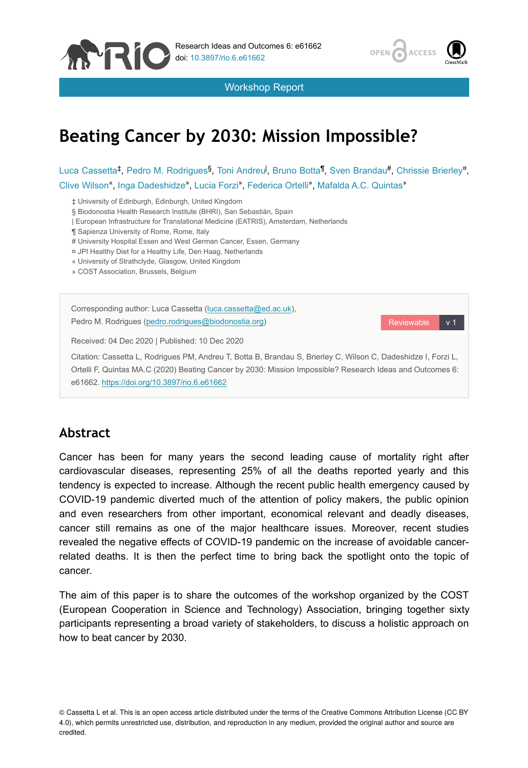Workshop Report

# Beating Cancer by 2030: Mission Impossible?

Luca Cassetta[‡], Pedro M. Rodrigues[§], Toni Andreu[|], Bruno Botta[¶], Sven Brandau[#], Chrissie Brierley[¤], Clive Wilson[«], Inga Dadeshidze[»], Lucia Forzi[»], Federica Ortelli[»], Mafalda A.C. Quintas[»]

‡ University of Edinburgh, Edinburgh, United Kingdom
§ Biodonostia Health Research Institute (BHRI), San Sebastián, Spain
| European Infrastructure for Translational Medicine (EATRIS), Amsterdam, Netherlands
¶ Sapienza University of Rome, Rome, Italy
# University Hospital Essen and West German Cancer, Essen, Germany
¤ JPI Healthy Diet for a Healthy Life, Den Haag, Netherlands
« University of Strathclyde, Glasgow, United Kingdom
» COST Association, Brussels, Belgium

Corresponding author: Luca Cassetta (luca.cassetta@ed.ac.uk), Pedro M. Rodrigues (pedro.rodrigues@biodonostia.org)

Reviewable v 1

Received: 04 Dec 2020 | Published: 10 Dec 2020

Citation: Cassetta L, Rodrigues PM, Andreu T, Botta B, Brandau S, Brierley C, Wilson C, Dadeshidze I, Forzi L, Ortelli F, Quintas MA.C (2020) Beating Cancer by 2030: Mission Impossible? Research Ideas and Outcomes 6: e61662. https://doi.org/10.3897/rio.6.e61662

## Abstract

Cancer has been for many years the second leading cause of mortality right after cardiovascular diseases, representing 25% of all the deaths reported yearly and this tendency is expected to increase. Although the recent public health emergency caused by COVID-19 pandemic diverted much of the attention of policy makers, the public opinion and even researchers from other important, economical relevant and deadly diseases, cancer still remains as one of the major healthcare issues. Moreover, recent studies revealed the negative effects of COVID-19 pandemic on the increase of avoidable cancer-related deaths. It is then the perfect time to bring back the spotlight onto the topic of cancer.

The aim of this paper is to share the outcomes of the workshop organized by the COST (European Cooperation in Science and Technology) Association, bringing together sixty participants representing a broad variety of stakeholders, to discuss a holistic approach on how to beat cancer by 2030.

© Cassetta L et al. This is an open access article distributed under the terms of the Creative Commons Attribution License (CC BY 4.0), which permits unrestricted use, distribution, and reproduction in any medium, provided the original author and source are credited.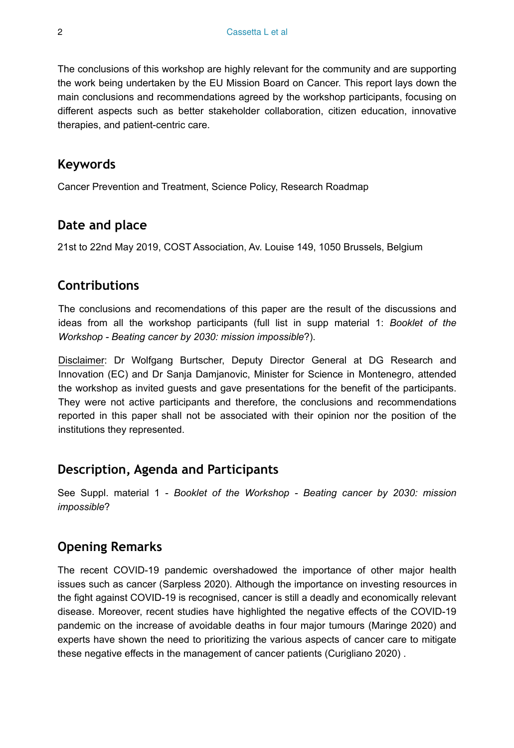The conclusions of this workshop are highly relevant for the community and are supporting the work being undertaken by the EU Mission Board on Cancer. This report lays down the main conclusions and recommendations agreed by the workshop participants, focusing on different aspects such as better stakeholder collaboration, citizen education, innovative therapies, and patient-centric care.

## Keywords

Cancer Prevention and Treatment, Science Policy, Research Roadmap

## Date and place

21st to 22nd May 2019, COST Association, Av. Louise 149, 1050 Brussels, Belgium

## Contributions

The conclusions and recomendations of this paper are the result of the discussions and ideas from all the workshop participants (full list in supp material 1: *Booklet of the Workshop - Beating cancer by 2030: mission impossible*?).

Disclaimer: Dr Wolfgang Burtscher, Deputy Director General at DG Research and Innovation (EC) and Dr Sanja Damjanovic, Minister for Science in Montenegro, attended the workshop as invited guests and gave presentations for the benefit of the participants. They were not active participants and therefore, the conclusions and recommendations reported in this paper shall not be associated with their opinion nor the position of the institutions they represented.

## Description, Agenda and Participants

See Suppl. material 1 - *Booklet of the Workshop - Beating cancer by 2030: mission impossible*?

## Opening Remarks

The recent COVID-19 pandemic overshadowed the importance of other major health issues such as cancer (Sarpless 2020). Although the importance on investing resources in the fight against COVID-19 is recognised, cancer is still a deadly and economically relevant disease. Moreover, recent studies have highlighted the negative effects of the COVID-19 pandemic on the increase of avoidable deaths in four major tumours (Maringe 2020) and experts have shown the need to prioritizing the various aspects of cancer care to mitigate these negative effects in the management of cancer patients (Curigliano 2020) .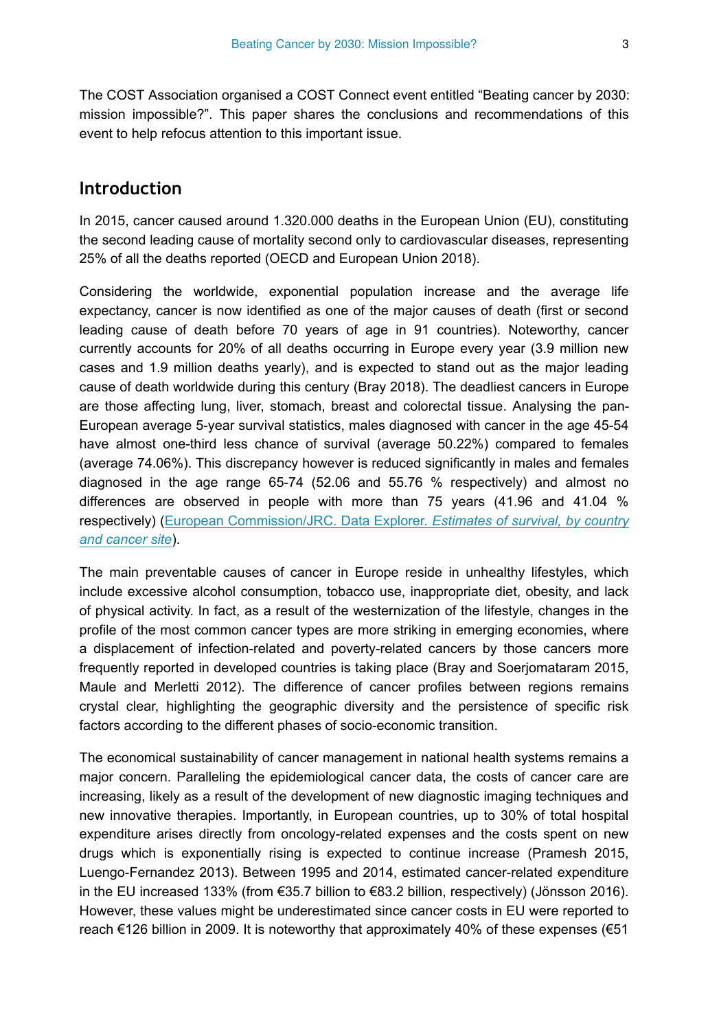The COST Association organised a COST Connect event entitled "Beating cancer by 2030: mission impossible?". This paper shares the conclusions and recommendations of this event to help refocus attention to this important issue.

## Introduction

In 2015, cancer caused around 1.320.000 deaths in the European Union (EU), constituting the second leading cause of mortality second only to cardiovascular diseases, representing 25% of all the deaths reported (OECD and European Union 2018).

Considering the worldwide, exponential population increase and the average life expectancy, cancer is now identified as one of the major causes of death (first or second leading cause of death before 70 years of age in 91 countries). Noteworthy, cancer currently accounts for 20% of all deaths occurring in Europe every year (3.9 million new cases and 1.9 million deaths yearly), and is expected to stand out as the major leading cause of death worldwide during this century (Bray 2018). The deadliest cancers in Europe are those affecting lung, liver, stomach, breast and colorectal tissue. Analysing the pan-European average 5-year survival statistics, males diagnosed with cancer in the age 45-54 have almost one-third less chance of survival (average 50.22%) compared to females (average 74.06%). This discrepancy however is reduced significantly in males and females diagnosed in the age range 65-74 (52.06 and 55.76 % respectively) and almost no differences are observed in people with more than 75 years (41.96 and 41.04 % respectively) (European Commission/JRC. Data Explorer. *Estimates of survival, by country and cancer site*).

The main preventable causes of cancer in Europe reside in unhealthy lifestyles, which include excessive alcohol consumption, tobacco use, inappropriate diet, obesity, and lack of physical activity. In fact, as a result of the westernization of the lifestyle, changes in the profile of the most common cancer types are more striking in emerging economies, where a displacement of infection-related and poverty-related cancers by those cancers more frequently reported in developed countries is taking place (Bray and Soerjomataram 2015, Maule and Merletti 2012). The difference of cancer profiles between regions remains crystal clear, highlighting the geographic diversity and the persistence of specific risk factors according to the different phases of socio-economic transition.

The economical sustainability of cancer management in national health systems remains a major concern. Paralleling the epidemiological cancer data, the costs of cancer care are increasing, likely as a result of the development of new diagnostic imaging techniques and new innovative therapies. Importantly, in European countries, up to 30% of total hospital expenditure arises directly from oncology-related expenses and the costs spent on new drugs which is exponentially rising is expected to continue increase (Pramesh 2015, Luengo-Fernandez 2013). Between 1995 and 2014, estimated cancer-related expenditure in the EU increased 133% (from €35.7 billion to €83.2 billion, respectively) (Jönsson 2016). However, these values might be underestimated since cancer costs in EU were reported to reach €126 billion in 2009. It is noteworthy that approximately 40% of these expenses (€51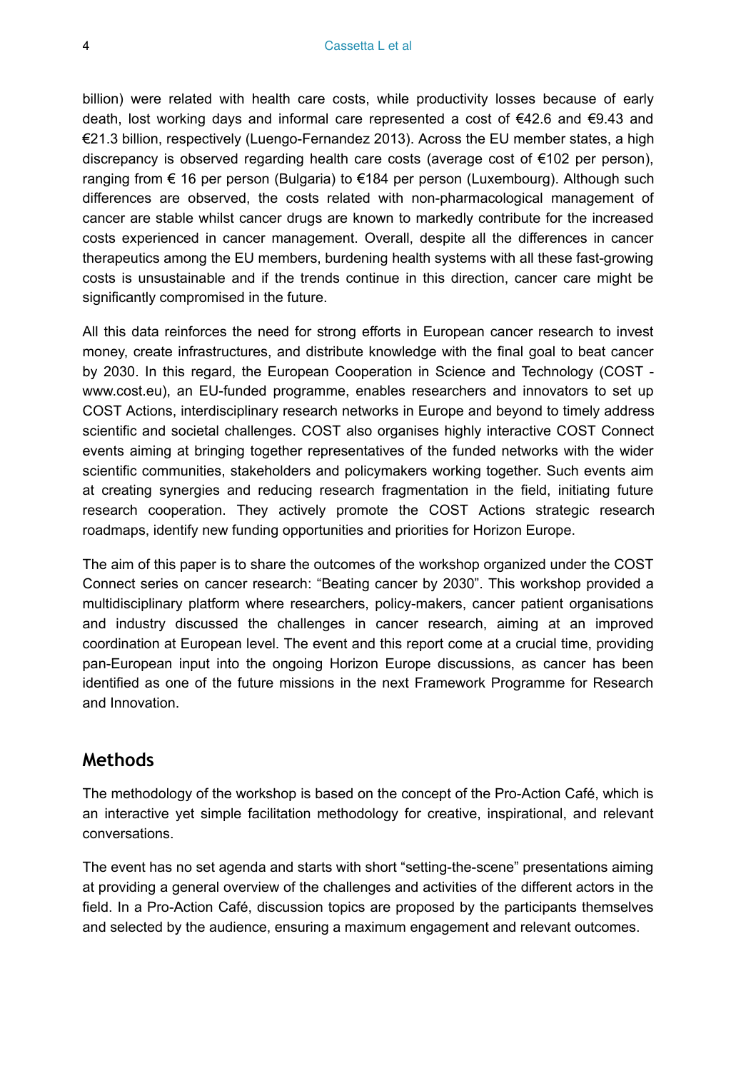billion) were related with health care costs, while productivity losses because of early death, lost working days and informal care represented a cost of €42.6 and €9.43 and €21.3 billion, respectively (Luengo-Fernandez 2013). Across the EU member states, a high discrepancy is observed regarding health care costs (average cost of €102 per person), ranging from € 16 per person (Bulgaria) to €184 per person (Luxembourg). Although such differences are observed, the costs related with non-pharmacological management of cancer are stable whilst cancer drugs are known to markedly contribute for the increased costs experienced in cancer management. Overall, despite all the differences in cancer therapeutics among the EU members, burdening health systems with all these fast-growing costs is unsustainable and if the trends continue in this direction, cancer care might be significantly compromised in the future.

All this data reinforces the need for strong efforts in European cancer research to invest money, create infrastructures, and distribute knowledge with the final goal to beat cancer by 2030. In this regard, the European Cooperation in Science and Technology (COST - www.cost.eu), an EU-funded programme, enables researchers and innovators to set up COST Actions, interdisciplinary research networks in Europe and beyond to timely address scientific and societal challenges. COST also organises highly interactive COST Connect events aiming at bringing together representatives of the funded networks with the wider scientific communities, stakeholders and policymakers working together. Such events aim at creating synergies and reducing research fragmentation in the field, initiating future research cooperation. They actively promote the COST Actions strategic research roadmaps, identify new funding opportunities and priorities for Horizon Europe.

The aim of this paper is to share the outcomes of the workshop organized under the COST Connect series on cancer research: "Beating cancer by 2030". This workshop provided a multidisciplinary platform where researchers, policy-makers, cancer patient organisations and industry discussed the challenges in cancer research, aiming at an improved coordination at European level. The event and this report come at a crucial time, providing pan-European input into the ongoing Horizon Europe discussions, as cancer has been identified as one of the future missions in the next Framework Programme for Research and Innovation.

## Methods

The methodology of the workshop is based on the concept of the Pro-Action Café, which is an interactive yet simple facilitation methodology for creative, inspirational, and relevant conversations.

The event has no set agenda and starts with short "setting-the-scene" presentations aiming at providing a general overview of the challenges and activities of the different actors in the field. In a Pro-Action Café, discussion topics are proposed by the participants themselves and selected by the audience, ensuring a maximum engagement and relevant outcomes.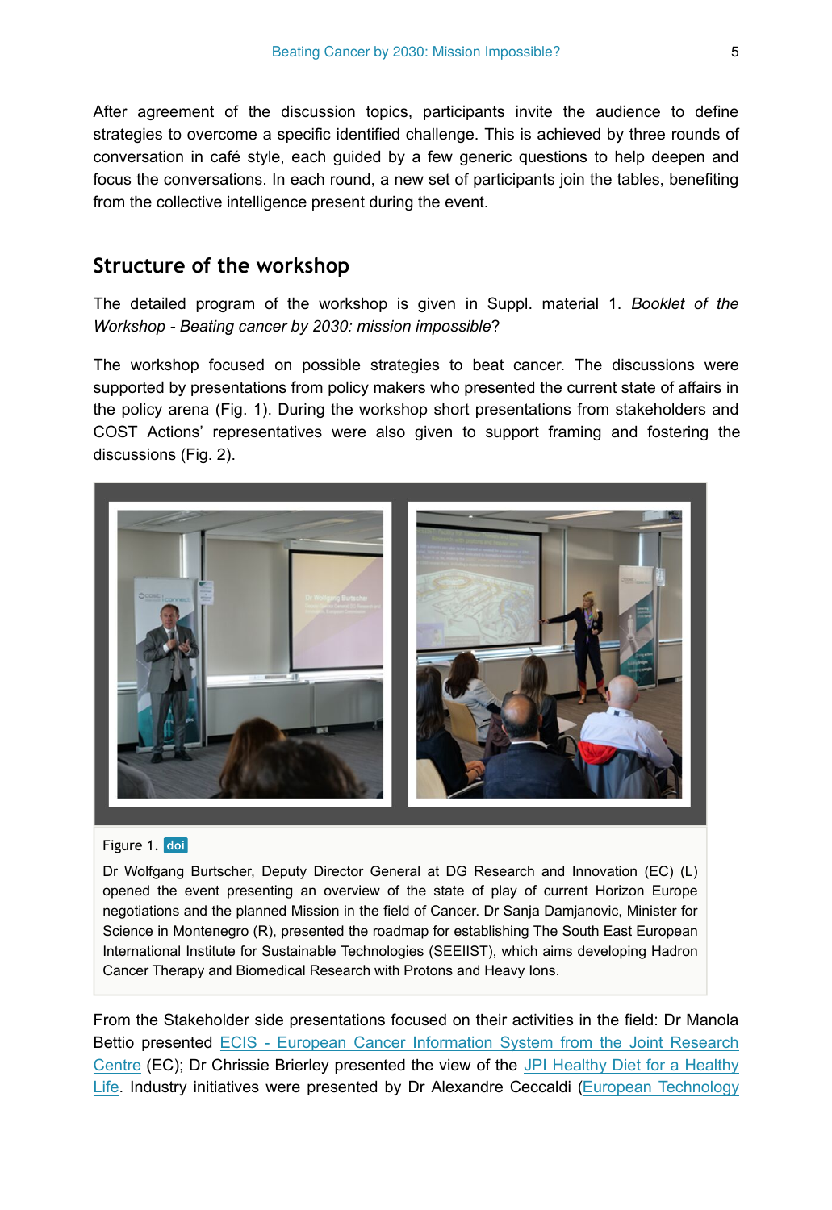After agreement of the discussion topics, participants invite the audience to define strategies to overcome a specific identified challenge. This is achieved by three rounds of conversation in café style, each guided by a few generic questions to help deepen and focus the conversations. In each round, a new set of participants join the tables, benefiting from the collective intelligence present during the event.

## Structure of the workshop

The detailed program of the workshop is given in Suppl. material 1. *Booklet of the Workshop - Beating cancer by 2030: mission impossible*?

The workshop focused on possible strategies to beat cancer. The discussions were supported by presentations from policy makers who presented the current state of affairs in the policy arena (Fig. 1). During the workshop short presentations from stakeholders and COST Actions' representatives were also given to support framing and fostering the discussions (Fig. 2).

Figure 1. doi

Dr Wolfgang Burtscher, Deputy Director General at DG Research and Innovation (EC) (L) opened the event presenting an overview of the state of play of current Horizon Europe negotiations and the planned Mission in the field of Cancer. Dr Sanja Damjanovic, Minister for Science in Montenegro (R), presented the roadmap for establishing The South East European International Institute for Sustainable Technologies (SEEIIST), which aims developing Hadron Cancer Therapy and Biomedical Research with Protons and Heavy Ions.

From the Stakeholder side presentations focused on their activities in the field: Dr Manola Bettio presented ECIS - European Cancer Information System from the Joint Research Centre (EC); Dr Chrissie Brierley presented the view of the JPI Healthy Diet for a Healthy Life. Industry initiatives were presented by Dr Alexandre Ceccaldi (European Technology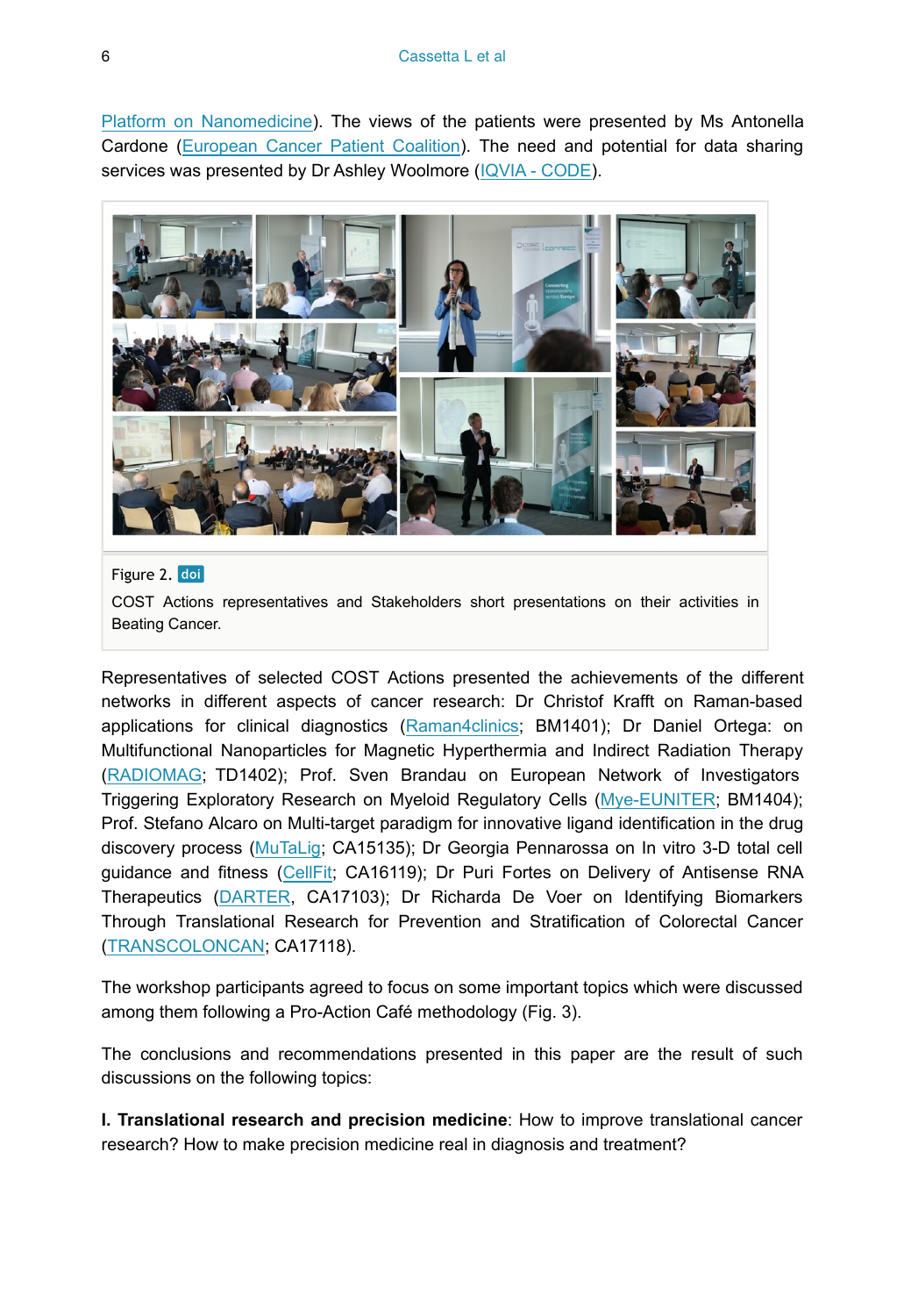Platform on Nanomedicine). The views of the patients were presented by Ms Antonella Cardone (European Cancer Patient Coalition). The need and potential for data sharing services was presented by Dr Ashley Woolmore (IQVIA - CODE).

Figure 2. doi

COST Actions representatives and Stakeholders short presentations on their activities in Beating Cancer.

Representatives of selected COST Actions presented the achievements of the different networks in different aspects of cancer research: Dr Christof Krafft on Raman-based applications for clinical diagnostics (Raman4clinics; BM1401); Dr Daniel Ortega: on Multifunctional Nanoparticles for Magnetic Hyperthermia and Indirect Radiation Therapy (RADIOMAG; TD1402); Prof. Sven Brandau on European Network of Investigators Triggering Exploratory Research on Myeloid Regulatory Cells (Mye-EUNITER; BM1404); Prof. Stefano Alcaro on Multi-target paradigm for innovative ligand identification in the drug discovery process (MuTaLig; CA15135); Dr Georgia Pennarossa on In vitro 3-D total cell guidance and fitness (CellFit; CA16119); Dr Puri Fortes on Delivery of Antisense RNA Therapeutics (DARTER, CA17103); Dr Richarda De Voer on Identifying Biomarkers Through Translational Research for Prevention and Stratification of Colorectal Cancer (TRANSCOLONCAN; CA17118).

The workshop participants agreed to focus on some important topics which were discussed among them following a Pro-Action Café methodology (Fig. 3).

The conclusions and recommendations presented in this paper are the result of such discussions on the following topics:

**I. Translational research and precision medicine**: How to improve translational cancer research? How to make precision medicine real in diagnosis and treatment?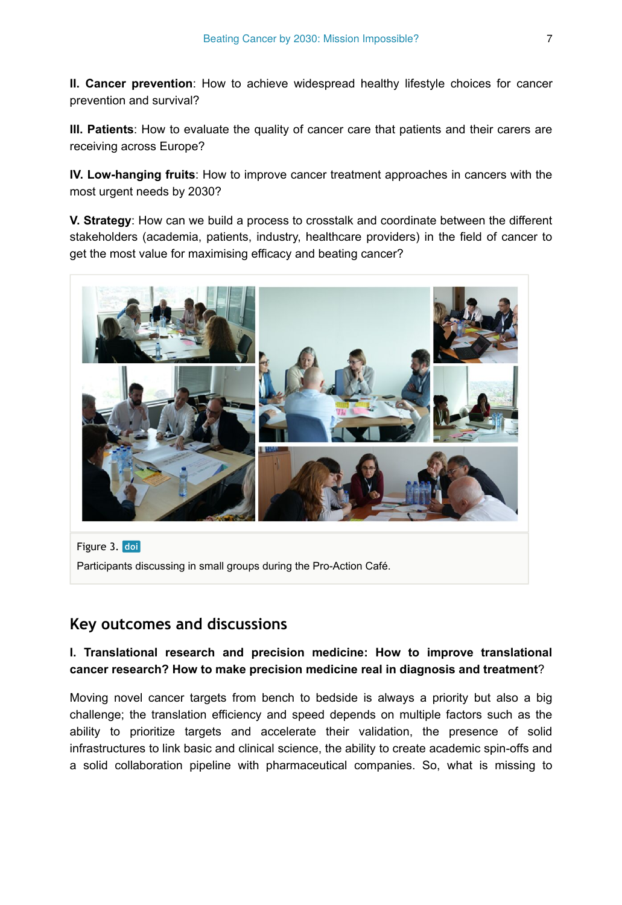**II. Cancer prevention**: How to achieve widespread healthy lifestyle choices for cancer prevention and survival?

**III. Patients**: How to evaluate the quality of cancer care that patients and their carers are receiving across Europe?

**IV. Low-hanging fruits**: How to improve cancer treatment approaches in cancers with the most urgent needs by 2030?

**V. Strategy**: How can we build a process to crosstalk and coordinate between the different stakeholders (academia, patients, industry, healthcare providers) in the field of cancer to get the most value for maximising efficacy and beating cancer?

Figure 3. doi

Participants discussing in small groups during the Pro-Action Café.

## Key outcomes and discussions

**I. Translational research and precision medicine: How to improve translational cancer research? How to make precision medicine real in diagnosis and treatment**?

Moving novel cancer targets from bench to bedside is always a priority but also a big challenge; the translation efficiency and speed depends on multiple factors such as the ability to prioritize targets and accelerate their validation, the presence of solid infrastructures to link basic and clinical science, the ability to create academic spin-offs and a solid collaboration pipeline with pharmaceutical companies. So, what is missing to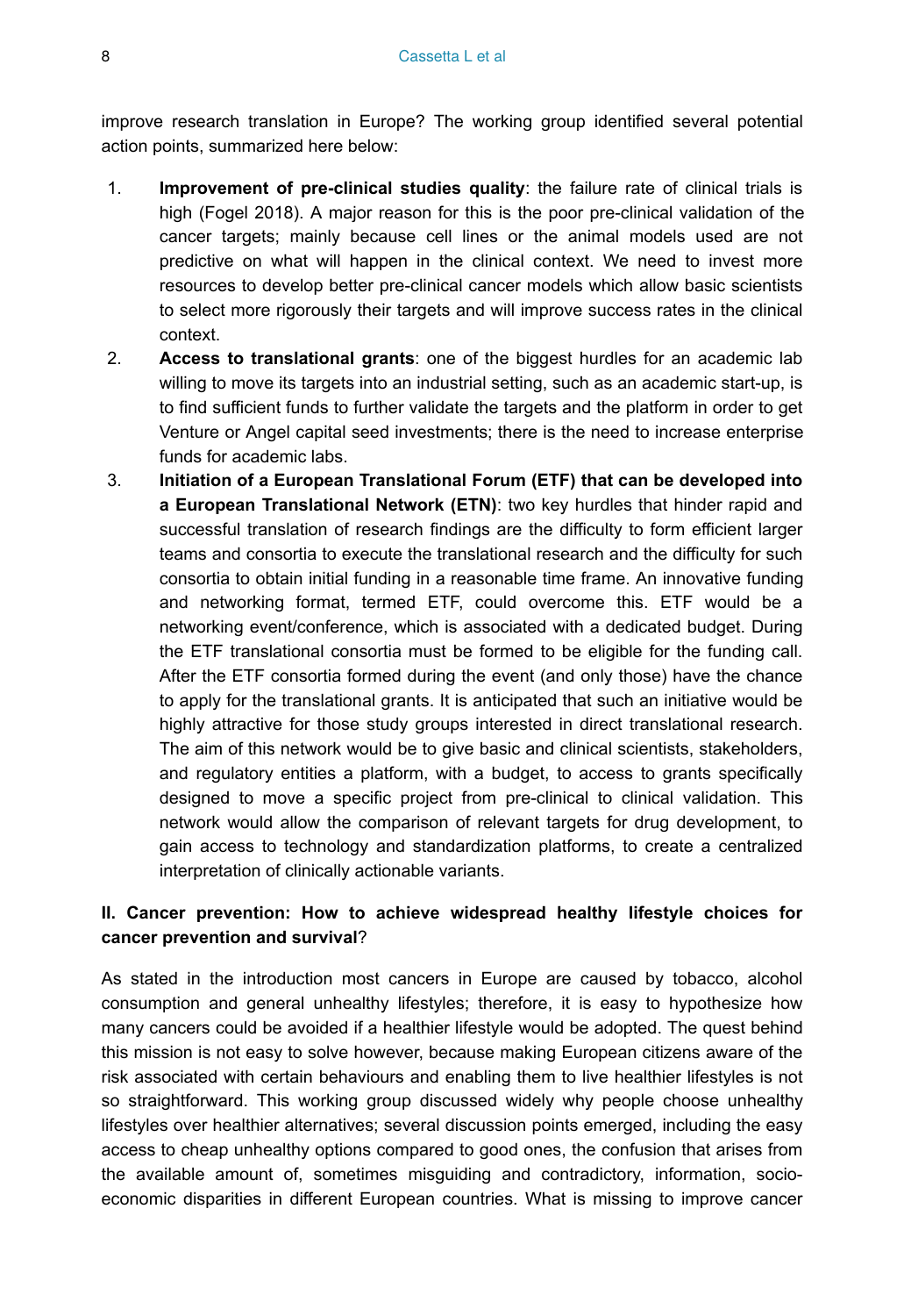improve research translation in Europe? The working group identified several potential action points, summarized here below:

1. **Improvement of pre-clinical studies quality**: the failure rate of clinical trials is high (Fogel 2018). A major reason for this is the poor pre-clinical validation of the cancer targets; mainly because cell lines or the animal models used are not predictive on what will happen in the clinical context. We need to invest more resources to develop better pre-clinical cancer models which allow basic scientists to select more rigorously their targets and will improve success rates in the clinical context.
2. **Access to translational grants**: one of the biggest hurdles for an academic lab willing to move its targets into an industrial setting, such as an academic start-up, is to find sufficient funds to further validate the targets and the platform in order to get Venture or Angel capital seed investments; there is the need to increase enterprise funds for academic labs.
3. **Initiation of a European Translational Forum (ETF) that can be developed into a European Translational Network (ETN)**: two key hurdles that hinder rapid and successful translation of research findings are the difficulty to form efficient larger teams and consortia to execute the translational research and the difficulty for such consortia to obtain initial funding in a reasonable time frame. An innovative funding and networking format, termed ETF, could overcome this. ETF would be a networking event/conference, which is associated with a dedicated budget. During the ETF translational consortia must be formed to be eligible for the funding call. After the ETF consortia formed during the event (and only those) have the chance to apply for the translational grants. It is anticipated that such an initiative would be highly attractive for those study groups interested in direct translational research. The aim of this network would be to give basic and clinical scientists, stakeholders, and regulatory entities a platform, with a budget, to access to grants specifically designed to move a specific project from pre-clinical to clinical validation. This network would allow the comparison of relevant targets for drug development, to gain access to technology and standardization platforms, to create a centralized interpretation of clinically actionable variants.

### II. Cancer prevention: How to achieve widespread healthy lifestyle choices for cancer prevention and survival?

As stated in the introduction most cancers in Europe are caused by tobacco, alcohol consumption and general unhealthy lifestyles; therefore, it is easy to hypothesize how many cancers could be avoided if a healthier lifestyle would be adopted. The quest behind this mission is not easy to solve however, because making European citizens aware of the risk associated with certain behaviours and enabling them to live healthier lifestyles is not so straightforward. This working group discussed widely why people choose unhealthy lifestyles over healthier alternatives; several discussion points emerged, including the easy access to cheap unhealthy options compared to good ones, the confusion that arises from the available amount of, sometimes misguiding and contradictory, information, socio-economic disparities in different European countries. What is missing to improve cancer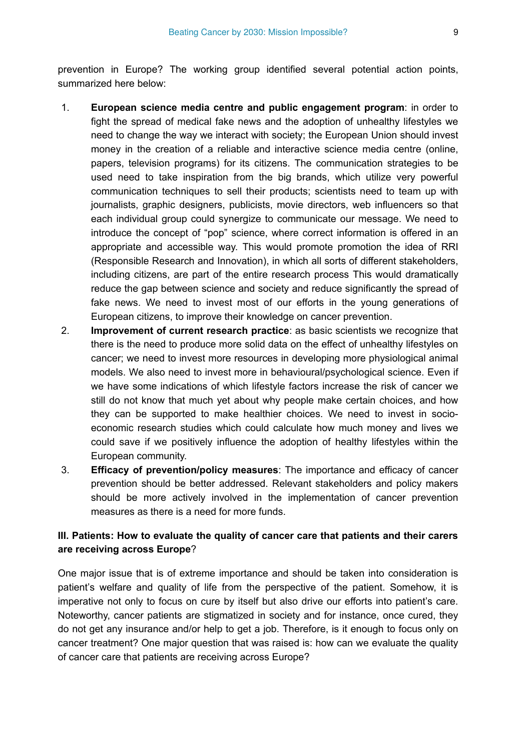prevention in Europe? The working group identified several potential action points, summarized here below:

1. **European science media centre and public engagement program**: in order to fight the spread of medical fake news and the adoption of unhealthy lifestyles we need to change the way we interact with society; the European Union should invest money in the creation of a reliable and interactive science media centre (online, papers, television programs) for its citizens. The communication strategies to be used need to take inspiration from the big brands, which utilize very powerful communication techniques to sell their products; scientists need to team up with journalists, graphic designers, publicists, movie directors, web influencers so that each individual group could synergize to communicate our message. We need to introduce the concept of "pop" science, where correct information is offered in an appropriate and accessible way. This would promote promotion the idea of RRI (Responsible Research and Innovation), in which all sorts of different stakeholders, including citizens, are part of the entire research process This would dramatically reduce the gap between science and society and reduce significantly the spread of fake news. We need to invest most of our efforts in the young generations of European citizens, to improve their knowledge on cancer prevention.
2. **Improvement of current research practice**: as basic scientists we recognize that there is the need to produce more solid data on the effect of unhealthy lifestyles on cancer; we need to invest more resources in developing more physiological animal models. We also need to invest more in behavioural/psychological science. Even if we have some indications of which lifestyle factors increase the risk of cancer we still do not know that much yet about why people make certain choices, and how they can be supported to make healthier choices. We need to invest in socio-economic research studies which could calculate how much money and lives we could save if we positively influence the adoption of healthy lifestyles within the European community.
3. **Efficacy of prevention/policy measures**: The importance and efficacy of cancer prevention should be better addressed. Relevant stakeholders and policy makers should be more actively involved in the implementation of cancer prevention measures as there is a need for more funds.

### III. Patients: How to evaluate the quality of cancer care that patients and their carers are receiving across Europe?

One major issue that is of extreme importance and should be taken into consideration is patient's welfare and quality of life from the perspective of the patient. Somehow, it is imperative not only to focus on cure by itself but also drive our efforts into patient's care. Noteworthy, cancer patients are stigmatized in society and for instance, once cured, they do not get any insurance and/or help to get a job. Therefore, is it enough to focus only on cancer treatment? One major question that was raised is: how can we evaluate the quality of cancer care that patients are receiving across Europe?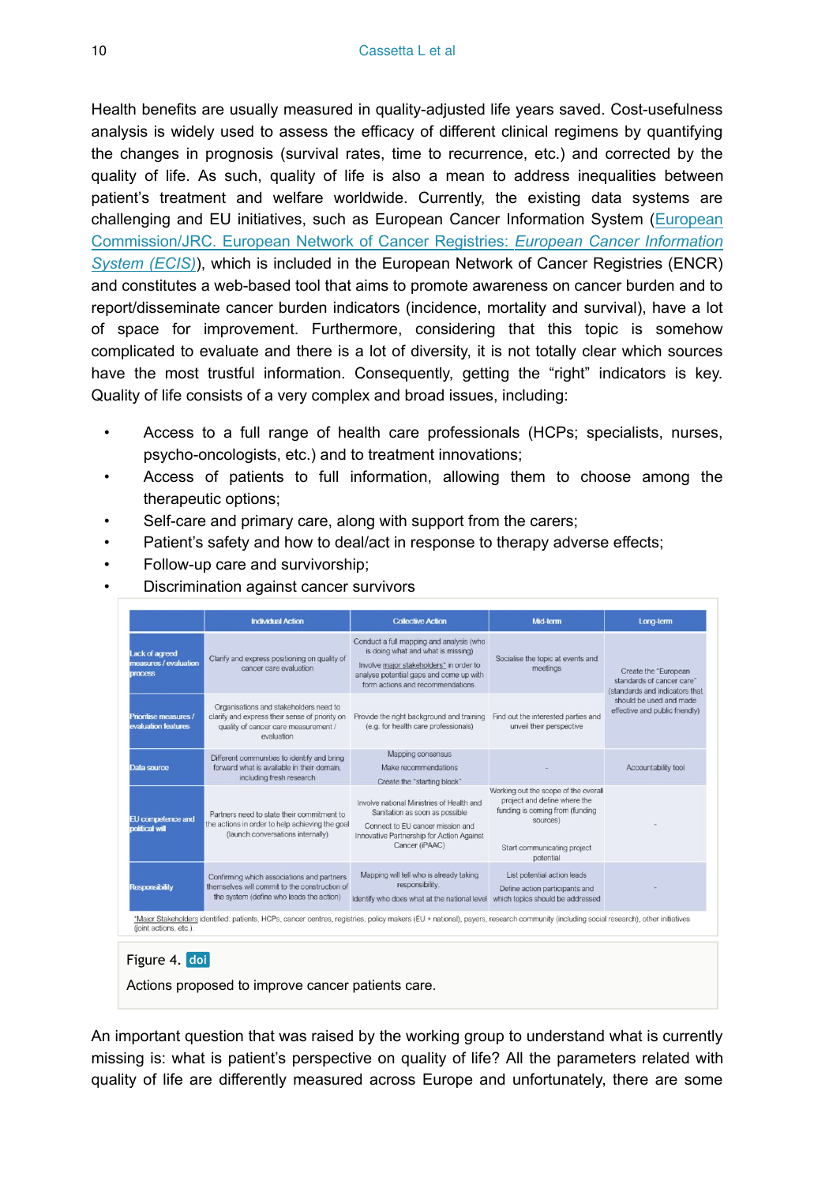Health benefits are usually measured in quality-adjusted life years saved. Cost-usefulness analysis is widely used to assess the efficacy of different clinical regimens by quantifying the changes in prognosis (survival rates, time to recurrence, etc.) and corrected by the quality of life. As such, quality of life is also a mean to address inequalities between patient's treatment and welfare worldwide. Currently, the existing data systems are challenging and EU initiatives, such as European Cancer Information System (European Commission/JRC. European Network of Cancer Registries: *European Cancer Information System (ECIS)*), which is included in the European Network of Cancer Registries (ENCR) and constitutes a web-based tool that aims to promote awareness on cancer burden and to report/disseminate cancer burden indicators (incidence, mortality and survival), have a lot of space for improvement. Furthermore, considering that this topic is somehow complicated to evaluate and there is a lot of diversity, it is not totally clear which sources have the most trustful information. Consequently, getting the "right" indicators is key. Quality of life consists of a very complex and broad issues, including:

- Access to a full range of health care professionals (HCPs; specialists, nurses, psycho-oncologists, etc.) and to treatment innovations;
- Access of patients to full information, allowing them to choose among the therapeutic options;
- Self-care and primary care, along with support from the carers;
- Patient's safety and how to deal/act in response to therapy adverse effects;
- Follow-up care and survivorship;
- Discrimination against cancer survivors

| | Individual Action | Collective Action | Mid-term | Long-term |
|---|---|---|---|---|
| Lack of agreed measures / evaluation process | Clarify and express positioning on quality of cancer care evaluation | Conduct a full mapping and analysis (who is doing what and what is missing) Involve major stakeholders* in order to analyse potential gaps and come up with form actions and recommendations | Socialise the topic at events and meetings | Create the "European standards of cancer care" (standards and indicators that should be used and made effective and public friendly) |
| Prioritise measures / evaluation features | Organisations and stakeholders need to clarify and express their sense of priority on quality of cancer care measurement / evaluation | Provide the right background and training (e.g. for health care professionals) | Find out the interested parties and unveil their perspective | |
| Data source | Different communities to identify and bring forward what is available in their domain, including fresh research | Mapping consensus Make recommendations Create the "starting block" | - | Accountability tool |
| EU competence and political will | Partners need to state their commitment to the actions in order to help achieving the goal (launch conversations internally) | Involve national Ministries of Health and Sanitation as soon as possible Connect to EU cancer mission and Innovative Partnership for Action Against Cancer (iPAAC) | Working out the scope of the overall project and define where the funding is coming from (funding sources) Start communicating project potential | - |
| Responsibility | Confirming which associations and partners themselves will commit to the construction of the system (define who leads the action) | Mapping will tell who is already taking responsibility. Identify who does what at the national level | List potential action leads Define action participants and which topics should be addressed | - |

*Major Stakeholders identified: patients, HCPs, cancer centres, registries, policy makers (EU + national), payers, research community (including social research), other initiatives (joint actions, etc.).

Figure 4. doi

Actions proposed to improve cancer patients care.

An important question that was raised by the working group to understand what is currently missing is: what is patient's perspective on quality of life? All the parameters related with quality of life are differently measured across Europe and unfortunately, there are some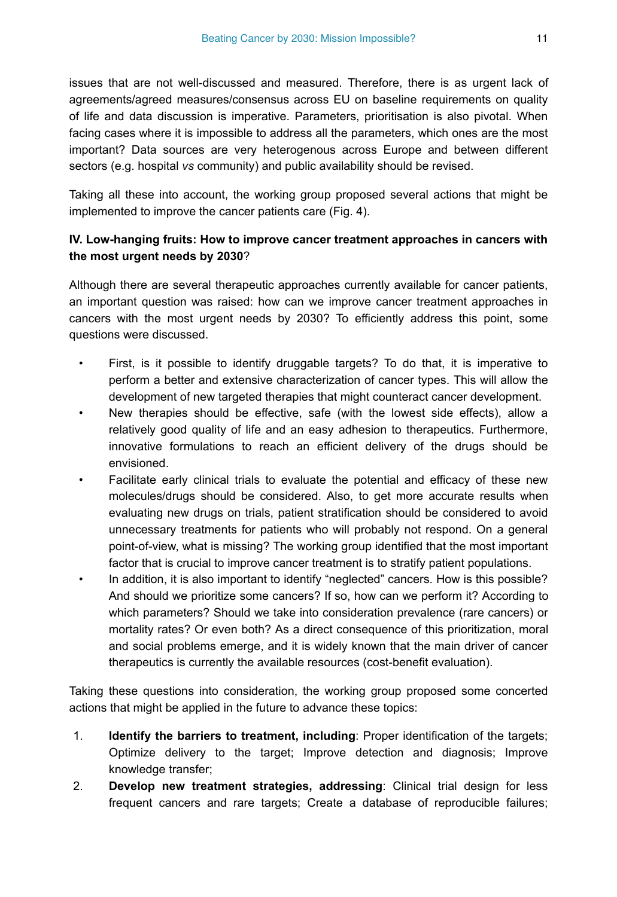issues that are not well-discussed and measured. Therefore, there is as urgent lack of agreements/agreed measures/consensus across EU on baseline requirements on quality of life and data discussion is imperative. Parameters, prioritisation is also pivotal. When facing cases where it is impossible to address all the parameters, which ones are the most important? Data sources are very heterogenous across Europe and between different sectors (e.g. hospital *vs* community) and public availability should be revised.

Taking all these into account, the working group proposed several actions that might be implemented to improve the cancer patients care (Fig. 4).

**IV. Low-hanging fruits: How to improve cancer treatment approaches in cancers with the most urgent needs by 2030**?

Although there are several therapeutic approaches currently available for cancer patients, an important question was raised: how can we improve cancer treatment approaches in cancers with the most urgent needs by 2030? To efficiently address this point, some questions were discussed.

- First, is it possible to identify druggable targets? To do that, it is imperative to perform a better and extensive characterization of cancer types. This will allow the development of new targeted therapies that might counteract cancer development.
- New therapies should be effective, safe (with the lowest side effects), allow a relatively good quality of life and an easy adhesion to therapeutics. Furthermore, innovative formulations to reach an efficient delivery of the drugs should be envisioned.
- Facilitate early clinical trials to evaluate the potential and efficacy of these new molecules/drugs should be considered. Also, to get more accurate results when evaluating new drugs on trials, patient stratification should be considered to avoid unnecessary treatments for patients who will probably not respond. On a general point-of-view, what is missing? The working group identified that the most important factor that is crucial to improve cancer treatment is to stratify patient populations.
- In addition, it is also important to identify "neglected" cancers. How is this possible? And should we prioritize some cancers? If so, how can we perform it? According to which parameters? Should we take into consideration prevalence (rare cancers) or mortality rates? Or even both? As a direct consequence of this prioritization, moral and social problems emerge, and it is widely known that the main driver of cancer therapeutics is currently the available resources (cost-benefit evaluation).

Taking these questions into consideration, the working group proposed some concerted actions that might be applied in the future to advance these topics:

1. **Identify the barriers to treatment, including**: Proper identification of the targets; Optimize delivery to the target; Improve detection and diagnosis; Improve knowledge transfer;
2. **Develop new treatment strategies, addressing**: Clinical trial design for less frequent cancers and rare targets; Create a database of reproducible failures;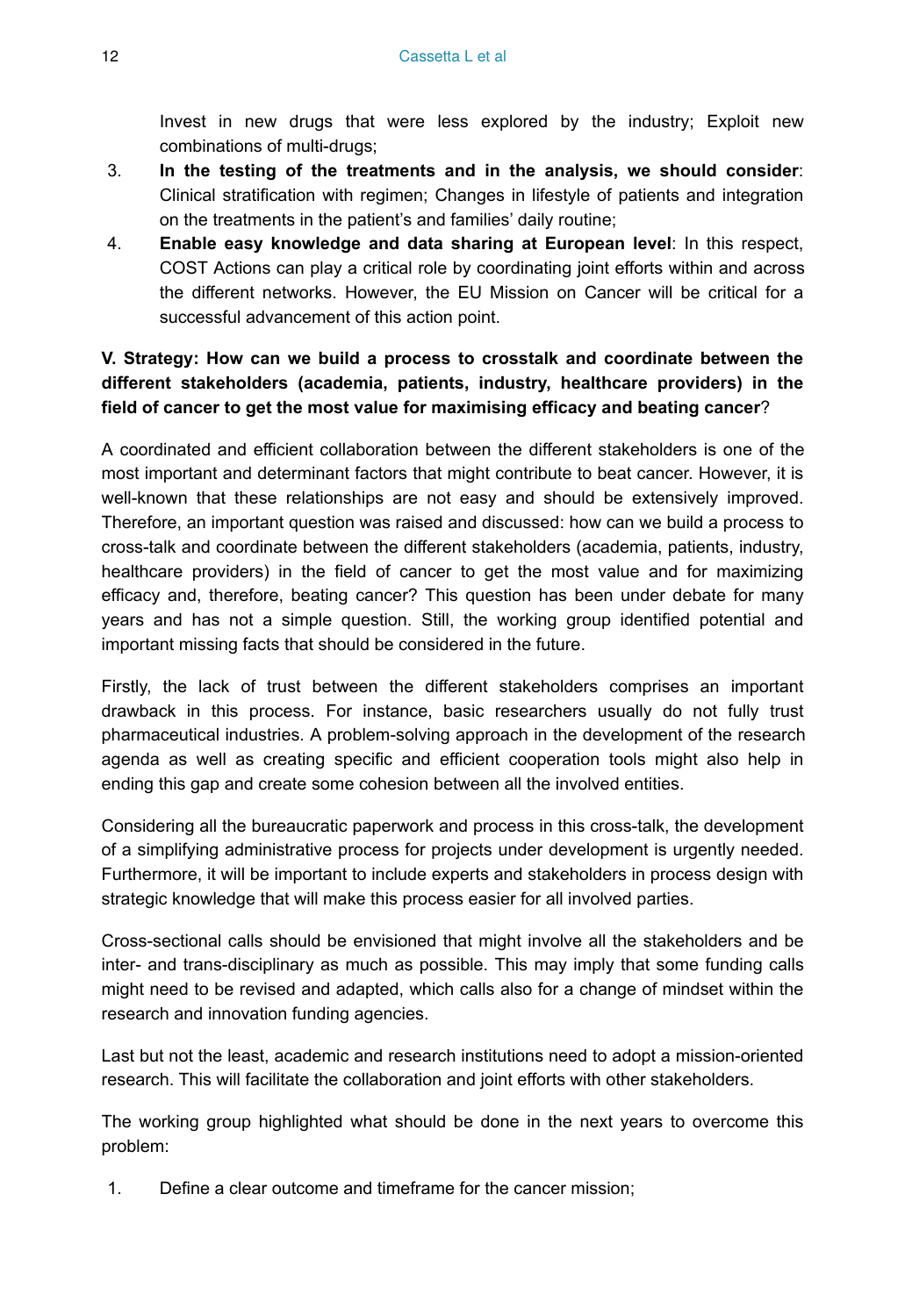Invest in new drugs that were less explored by the industry; Exploit new combinations of multi-drugs;

3. **In the testing of the treatments and in the analysis, we should consider**: Clinical stratification with regimen; Changes in lifestyle of patients and integration on the treatments in the patient's and families' daily routine;
4. **Enable easy knowledge and data sharing at European level**: In this respect, COST Actions can play a critical role by coordinating joint efforts within and across the different networks. However, the EU Mission on Cancer will be critical for a successful advancement of this action point.

**V. Strategy: How can we build a process to crosstalk and coordinate between the different stakeholders (academia, patients, industry, healthcare providers) in the field of cancer to get the most value for maximising efficacy and beating cancer**?

A coordinated and efficient collaboration between the different stakeholders is one of the most important and determinant factors that might contribute to beat cancer. However, it is well-known that these relationships are not easy and should be extensively improved. Therefore, an important question was raised and discussed: how can we build a process to cross-talk and coordinate between the different stakeholders (academia, patients, industry, healthcare providers) in the field of cancer to get the most value and for maximizing efficacy and, therefore, beating cancer? This question has been under debate for many years and has not a simple question. Still, the working group identified potential and important missing facts that should be considered in the future.

Firstly, the lack of trust between the different stakeholders comprises an important drawback in this process. For instance, basic researchers usually do not fully trust pharmaceutical industries. A problem-solving approach in the development of the research agenda as well as creating specific and efficient cooperation tools might also help in ending this gap and create some cohesion between all the involved entities.

Considering all the bureaucratic paperwork and process in this cross-talk, the development of a simplifying administrative process for projects under development is urgently needed. Furthermore, it will be important to include experts and stakeholders in process design with strategic knowledge that will make this process easier for all involved parties.

Cross-sectional calls should be envisioned that might involve all the stakeholders and be inter- and trans-disciplinary as much as possible. This may imply that some funding calls might need to be revised and adapted, which calls also for a change of mindset within the research and innovation funding agencies.

Last but not the least, academic and research institutions need to adopt a mission-oriented research. This will facilitate the collaboration and joint efforts with other stakeholders.

The working group highlighted what should be done in the next years to overcome this problem:

1. Define a clear outcome and timeframe for the cancer mission;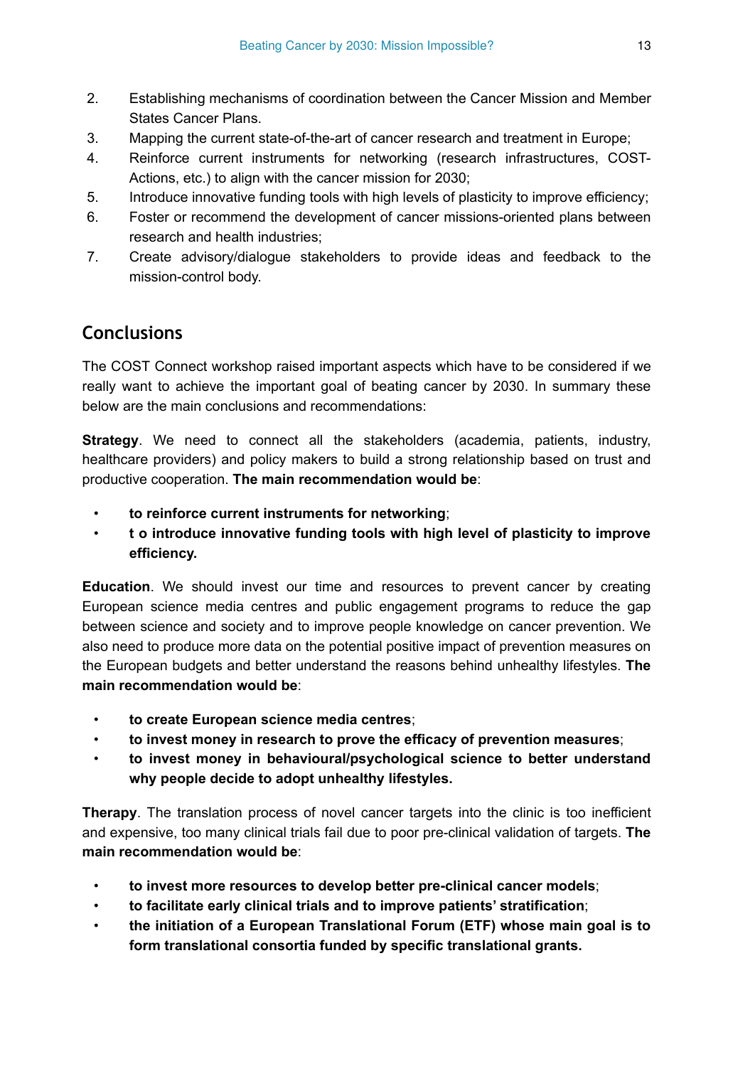2. Establishing mechanisms of coordination between the Cancer Mission and Member States Cancer Plans.
3. Mapping the current state-of-the-art of cancer research and treatment in Europe;
4. Reinforce current instruments for networking (research infrastructures, COST-Actions, etc.) to align with the cancer mission for 2030;
5. Introduce innovative funding tools with high levels of plasticity to improve efficiency;
6. Foster or recommend the development of cancer missions-oriented plans between research and health industries;
7. Create advisory/dialogue stakeholders to provide ideas and feedback to the mission-control body.

## Conclusions

The COST Connect workshop raised important aspects which have to be considered if we really want to achieve the important goal of beating cancer by 2030. In summary these below are the main conclusions and recommendations:

**Strategy**. We need to connect all the stakeholders (academia, patients, industry, healthcare providers) and policy makers to build a strong relationship based on trust and productive cooperation. **The main recommendation would be**:

- **to reinforce current instruments for networking**;
- **t o introduce innovative funding tools with high level of plasticity to improve efficiency.**

**Education**. We should invest our time and resources to prevent cancer by creating European science media centres and public engagement programs to reduce the gap between science and society and to improve people knowledge on cancer prevention. We also need to produce more data on the potential positive impact of prevention measures on the European budgets and better understand the reasons behind unhealthy lifestyles. **The main recommendation would be**:

- **to create European science media centres**;
- **to invest money in research to prove the efficacy of prevention measures**;
- **to invest money in behavioural/psychological science to better understand why people decide to adopt unhealthy lifestyles.**

**Therapy**. The translation process of novel cancer targets into the clinic is too inefficient and expensive, too many clinical trials fail due to poor pre-clinical validation of targets. **The main recommendation would be**:

- **to invest more resources to develop better pre-clinical cancer models**;
- **to facilitate early clinical trials and to improve patients' stratification**;
- **the initiation of a European Translational Forum (ETF) whose main goal is to form translational consortia funded by specific translational grants.**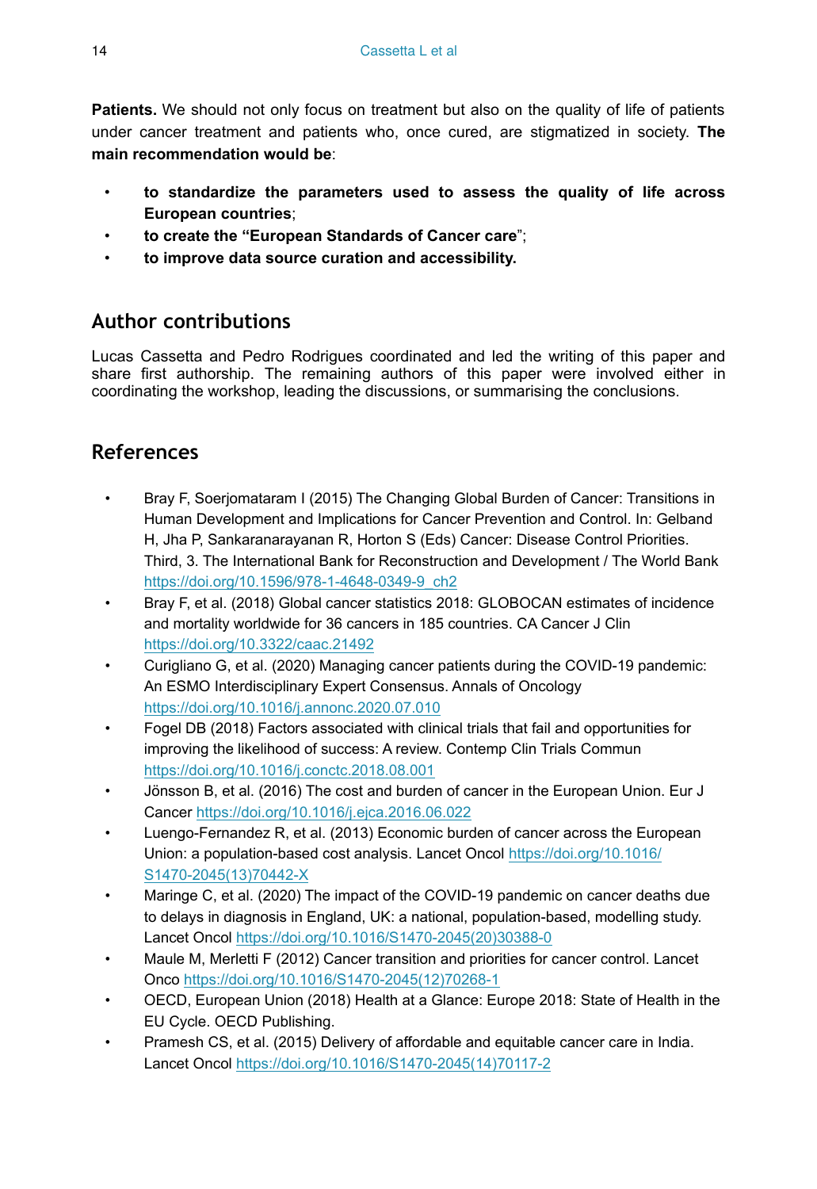**Patients.** We should not only focus on treatment but also on the quality of life of patients under cancer treatment and patients who, once cured, are stigmatized in society. **The main recommendation would be**:

- **to standardize the parameters used to assess the quality of life across European countries**;
- **to create the "European Standards of Cancer care**";
- **to improve data source curation and accessibility.**

## Author contributions

Lucas Cassetta and Pedro Rodrigues coordinated and led the writing of this paper and share first authorship. The remaining authors of this paper were involved either in coordinating the workshop, leading the discussions, or summarising the conclusions.

## References

- Bray F, Soerjomataram I (2015) The Changing Global Burden of Cancer: Transitions in Human Development and Implications for Cancer Prevention and Control. In: Gelband H, Jha P, Sankaranarayanan R, Horton S (Eds) Cancer: Disease Control Priorities. Third, 3. The International Bank for Reconstruction and Development / The World Bank https://doi.org/10.1596/978-1-4648-0349-9_ch2
- Bray F, et al. (2018) Global cancer statistics 2018: GLOBOCAN estimates of incidence and mortality worldwide for 36 cancers in 185 countries. CA Cancer J Clin https://doi.org/10.3322/caac.21492
- Curigliano G, et al. (2020) Managing cancer patients during the COVID-19 pandemic: An ESMO Interdisciplinary Expert Consensus. Annals of Oncology https://doi.org/10.1016/j.annonc.2020.07.010
- Fogel DB (2018) Factors associated with clinical trials that fail and opportunities for improving the likelihood of success: A review. Contemp Clin Trials Commun https://doi.org/10.1016/j.conctc.2018.08.001
- Jönsson B, et al. (2016) The cost and burden of cancer in the European Union. Eur J Cancer https://doi.org/10.1016/j.ejca.2016.06.022
- Luengo-Fernandez R, et al. (2013) Economic burden of cancer across the European Union: a population-based cost analysis. Lancet Oncol https://doi.org/10.1016/S1470-2045(13)70442-X
- Maringe C, et al. (2020) The impact of the COVID-19 pandemic on cancer deaths due to delays in diagnosis in England, UK: a national, population-based, modelling study. Lancet Oncol https://doi.org/10.1016/S1470-2045(20)30388-0
- Maule M, Merletti F (2012) Cancer transition and priorities for cancer control. Lancet Onco https://doi.org/10.1016/S1470-2045(12)70268-1
- OECD, European Union (2018) Health at a Glance: Europe 2018: State of Health in the EU Cycle. OECD Publishing.
- Pramesh CS, et al. (2015) Delivery of affordable and equitable cancer care in India. Lancet Oncol https://doi.org/10.1016/S1470-2045(14)70117-2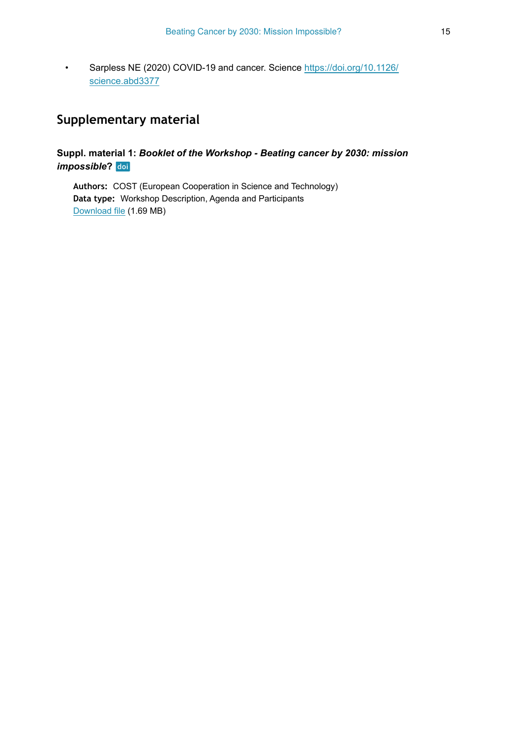- Sarpless NE (2020) COVID-19 and cancer. Science https://doi.org/10.1126/science.abd3377

## Supplementary material

### Suppl. material 1: *Booklet of the Workshop - Beating cancer by 2030: mission impossible*? doi

**Authors:** COST (European Cooperation in Science and Technology)
**Data type:** Workshop Description, Agenda and Participants
Download file (1.69 MB)